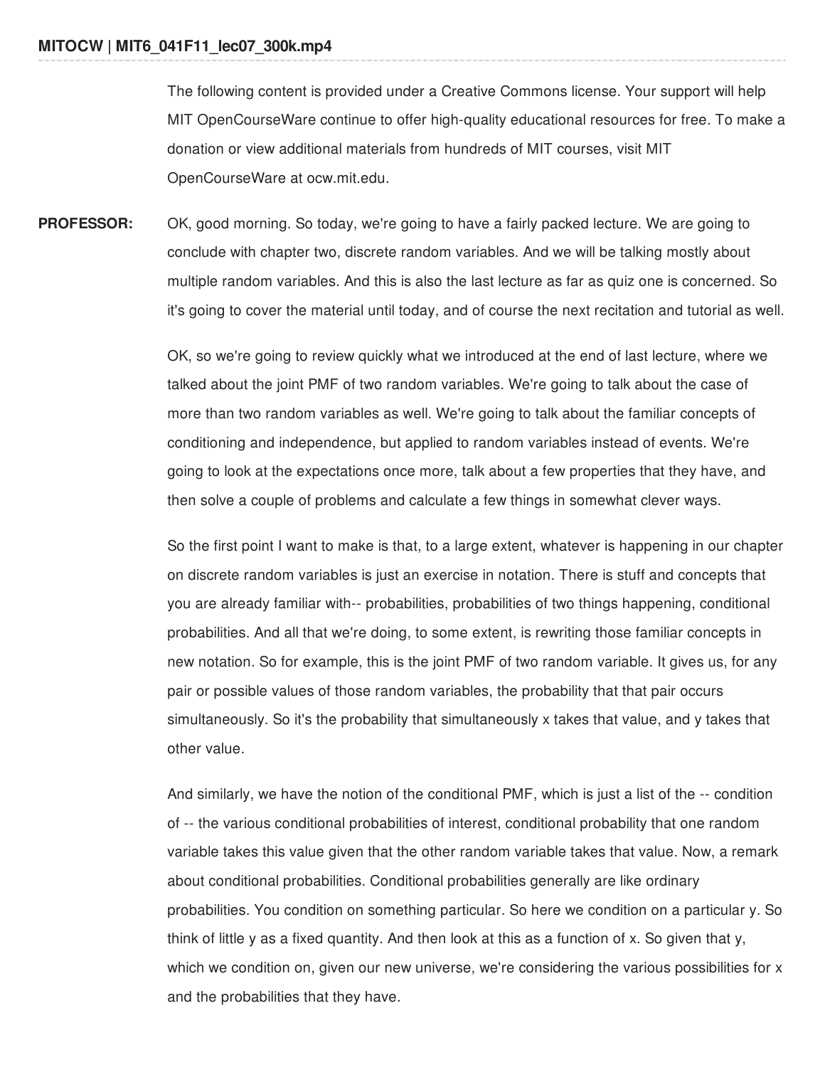**MITOCW | MIT6_041F11_lec07_300k.mp4**

The following content is provided under a Creative Commons license. Your support will help MIT OpenCourseWare continue to offer high-quality educational resources for free. To make a donation or view additional materials from hundreds of MIT courses, visit MIT OpenCourseWare at ocw.mit.edu.

**PROFESSOR:** OK, good morning. So today, we're going to have a fairly packed lecture. We are going to conclude with chapter two, discrete random variables. And we will be talking mostly about multiple random variables. And this is also the last lecture as far as quiz one is concerned. So it's going to cover the material until today, and of course the next recitation and tutorial as well.

OK, so we're going to review quickly what we introduced at the end of last lecture, where we talked about the joint PMF of two random variables. We're going to talk about the case of more than two random variables as well. We're going to talk about the familiar concepts of conditioning and independence, but applied to random variables instead of events. We're going to look at the expectations once more, talk about a few properties that they have, and then solve a couple of problems and calculate a few things in somewhat clever ways.

So the first point I want to make is that, to a large extent, whatever is happening in our chapter on discrete random variables is just an exercise in notation. There is stuff and concepts that you are already familiar with-- probabilities, probabilities of two things happening, conditional probabilities. And all that we're doing, to some extent, is rewriting those familiar concepts in new notation. So for example, this is the joint PMF of two random variable. It gives us, for any pair or possible values of those random variables, the probability that that pair occurs simultaneously. So it's the probability that simultaneously x takes that value, and y takes that other value.

And similarly, we have the notion of the conditional PMF, which is just a list of the -- condition of -- the various conditional probabilities of interest, conditional probability that one random variable takes this value given that the other random variable takes that value. Now, a remark about conditional probabilities. Conditional probabilities generally are like ordinary probabilities. You condition on something particular. So here we condition on a particular y. So think of little y as a fixed quantity. And then look at this as a function of x. So given that y, which we condition on, given our new universe, we're considering the various possibilities for x and the probabilities that they have.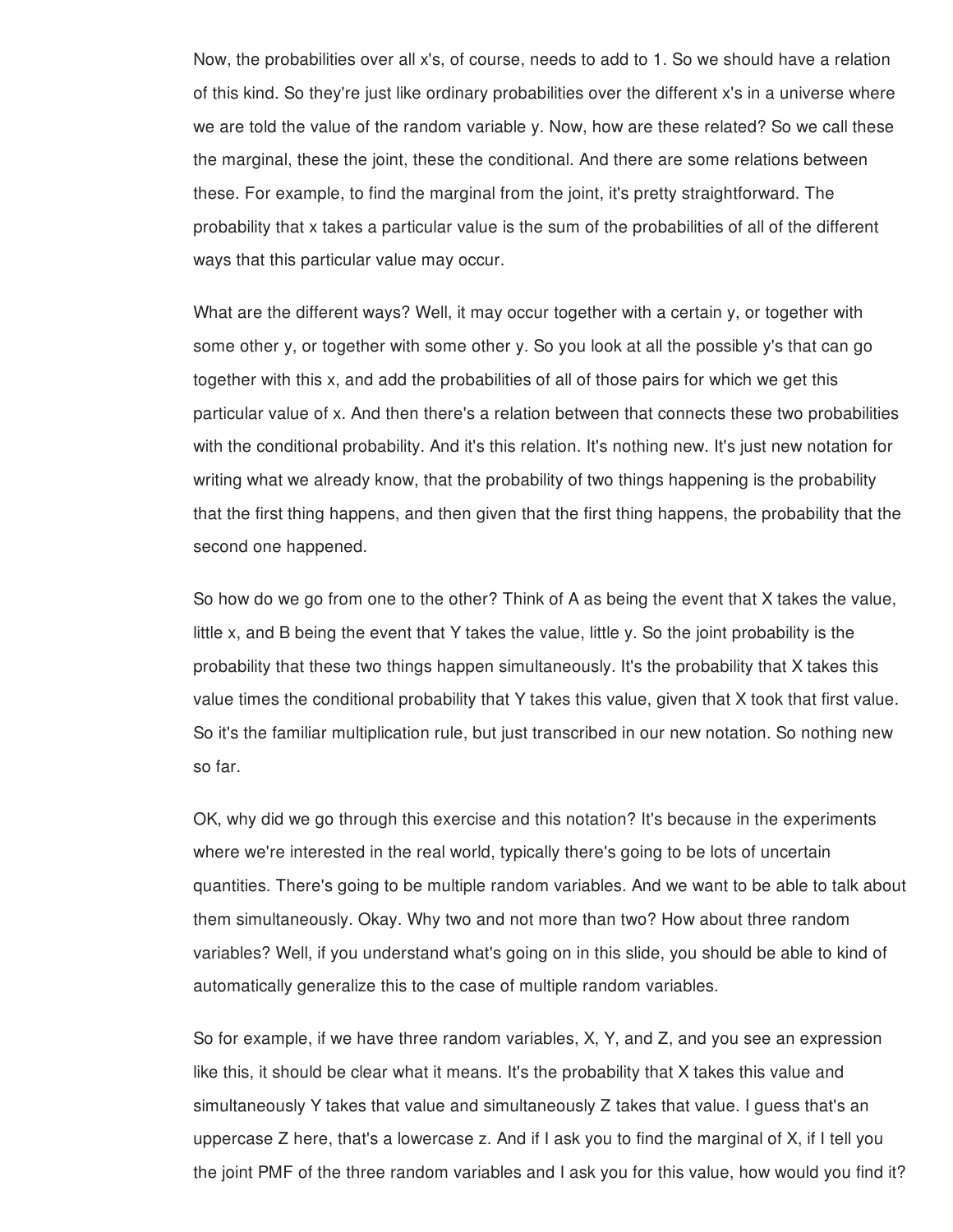Now, the probabilities over all x's, of course, needs to add to 1. So we should have a relation of this kind. So they're just like ordinary probabilities over the different x's in a universe where we are told the value of the random variable y. Now, how are these related? So we call these the marginal, these the joint, these the conditional. And there are some relations between these. For example, to find the marginal from the joint, it's pretty straightforward. The probability that x takes a particular value is the sum of the probabilities of all of the different ways that this particular value may occur.

What are the different ways? Well, it may occur together with a certain y, or together with some other y, or together with some other y. So you look at all the possible y's that can go together with this x, and add the probabilities of all of those pairs for which we get this particular value of x. And then there's a relation between that connects these two probabilities with the conditional probability. And it's this relation. It's nothing new. It's just new notation for writing what we already know, that the probability of two things happening is the probability that the first thing happens, and then given that the first thing happens, the probability that the second one happened.

So how do we go from one to the other? Think of A as being the event that X takes the value, little x, and B being the event that Y takes the value, little y. So the joint probability is the probability that these two things happen simultaneously. It's the probability that X takes this value times the conditional probability that Y takes this value, given that X took that first value. So it's the familiar multiplication rule, but just transcribed in our new notation. So nothing new so far.

OK, why did we go through this exercise and this notation? It's because in the experiments where we're interested in the real world, typically there's going to be lots of uncertain quantities. There's going to be multiple random variables. And we want to be able to talk about them simultaneously. Okay. Why two and not more than two? How about three random variables? Well, if you understand what's going on in this slide, you should be able to kind of automatically generalize this to the case of multiple random variables.

So for example, if we have three random variables, X, Y, and Z, and you see an expression like this, it should be clear what it means. It's the probability that X takes this value and simultaneously Y takes that value and simultaneously Z takes that value. I guess that's an uppercase Z here, that's a lowercase z. And if I ask you to find the marginal of X, if I tell you the joint PMF of the three random variables and I ask you for this value, how would you find it?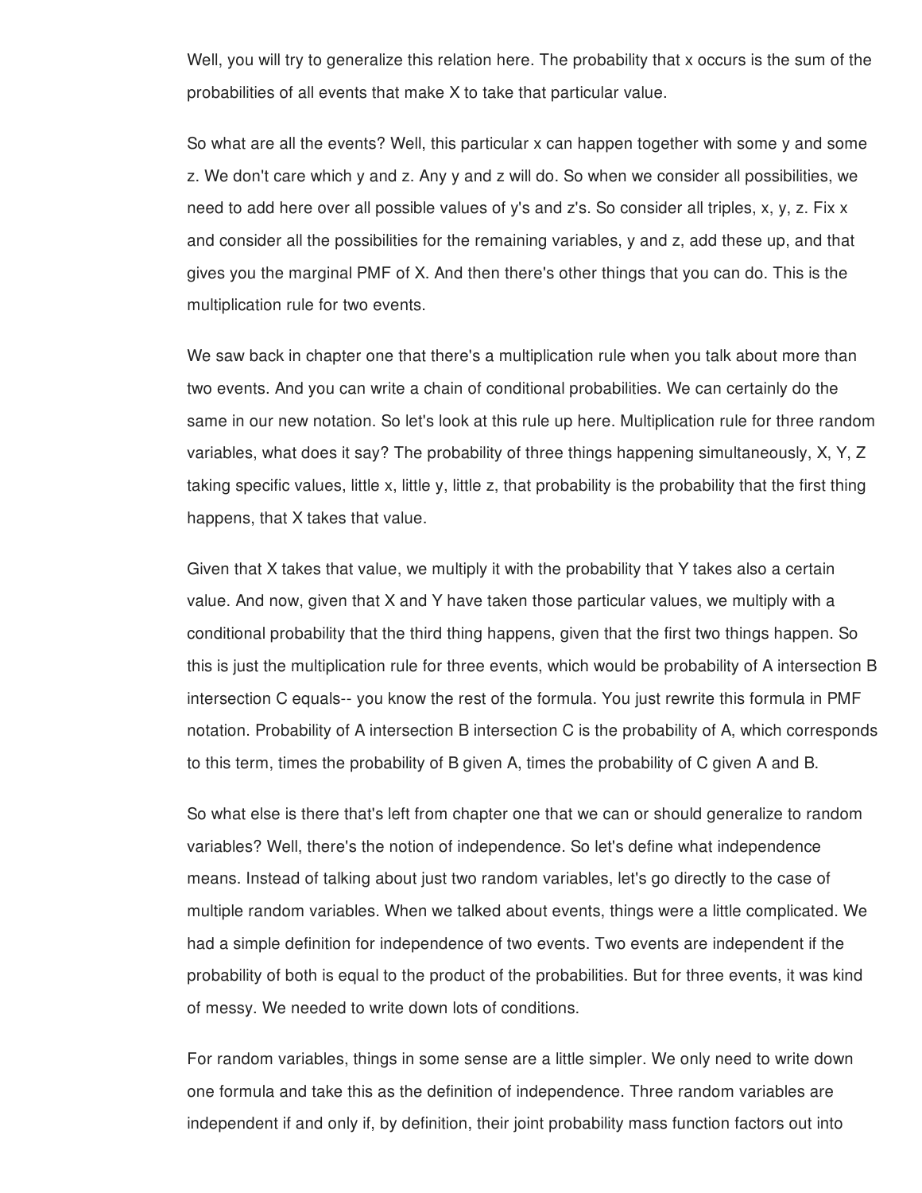Well, you will try to generalize this relation here. The probability that x occurs is the sum of the probabilities of all events that make X to take that particular value.

So what are all the events? Well, this particular x can happen together with some y and some z. We don't care which y and z. Any y and z will do. So when we consider all possibilities, we need to add here over all possible values of y's and z's. So consider all triples, x, y, z. Fix x and consider all the possibilities for the remaining variables, y and z, add these up, and that gives you the marginal PMF of X. And then there's other things that you can do. This is the multiplication rule for two events.

We saw back in chapter one that there's a multiplication rule when you talk about more than two events. And you can write a chain of conditional probabilities. We can certainly do the same in our new notation. So let's look at this rule up here. Multiplication rule for three random variables, what does it say? The probability of three things happening simultaneously, X, Y, Z taking specific values, little x, little y, little z, that probability is the probability that the first thing happens, that X takes that value.

Given that X takes that value, we multiply it with the probability that Y takes also a certain value. And now, given that X and Y have taken those particular values, we multiply with a conditional probability that the third thing happens, given that the first two things happen. So this is just the multiplication rule for three events, which would be probability of A intersection B intersection C equals-- you know the rest of the formula. You just rewrite this formula in PMF notation. Probability of A intersection B intersection C is the probability of A, which corresponds to this term, times the probability of B given A, times the probability of C given A and B.

So what else is there that's left from chapter one that we can or should generalize to random variables? Well, there's the notion of independence. So let's define what independence means. Instead of talking about just two random variables, let's go directly to the case of multiple random variables. When we talked about events, things were a little complicated. We had a simple definition for independence of two events. Two events are independent if the probability of both is equal to the product of the probabilities. But for three events, it was kind of messy. We needed to write down lots of conditions.

For random variables, things in some sense are a little simpler. We only need to write down one formula and take this as the definition of independence. Three random variables are independent if and only if, by definition, their joint probability mass function factors out into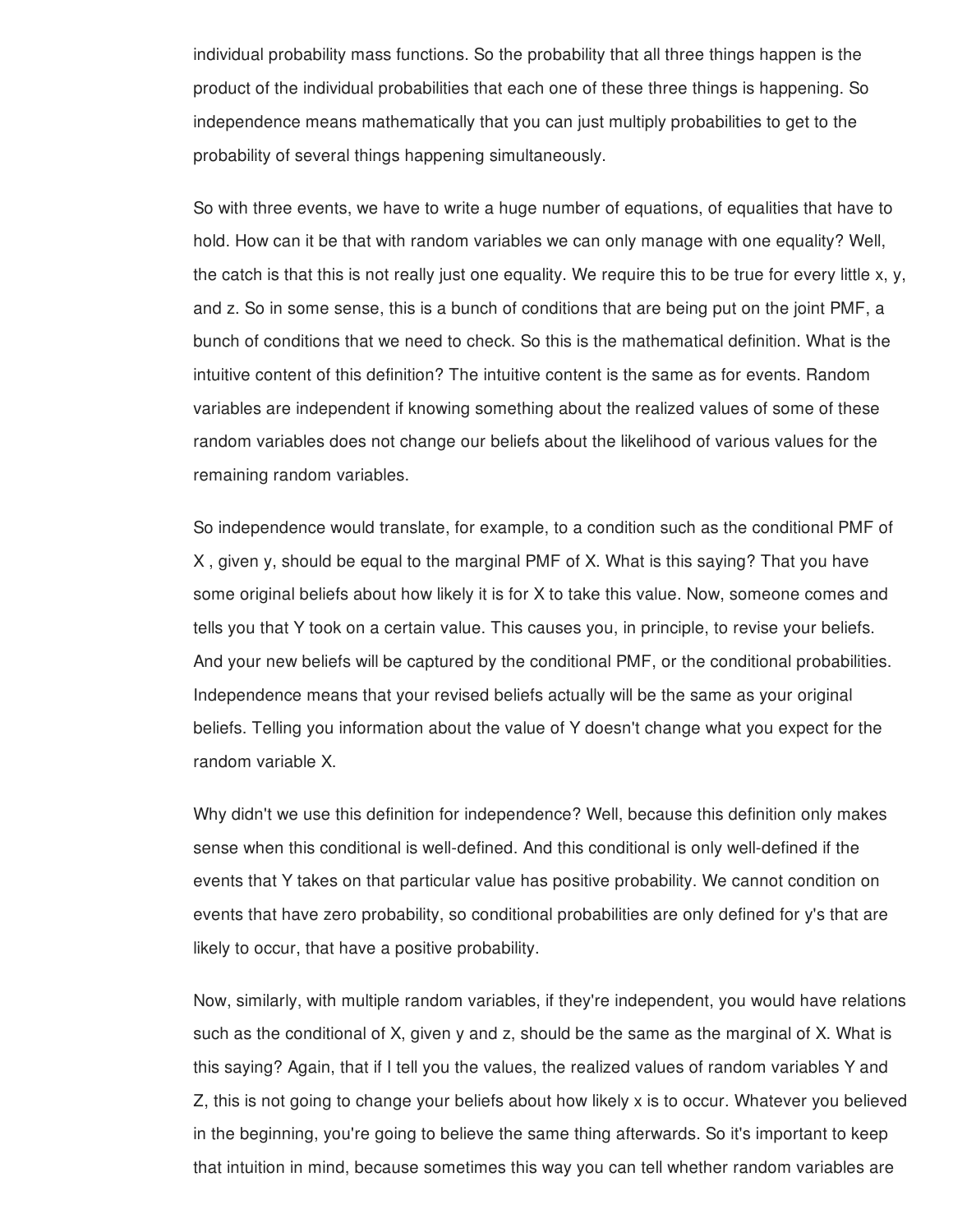individual probability mass functions. So the probability that all three things happen is the product of the individual probabilities that each one of these three things is happening. So independence means mathematically that you can just multiply probabilities to get to the probability of several things happening simultaneously.

So with three events, we have to write a huge number of equations, of equalities that have to hold. How can it be that with random variables we can only manage with one equality? Well, the catch is that this is not really just one equality. We require this to be true for every little x, y, and z. So in some sense, this is a bunch of conditions that are being put on the joint PMF, a bunch of conditions that we need to check. So this is the mathematical definition. What is the intuitive content of this definition? The intuitive content is the same as for events. Random variables are independent if knowing something about the realized values of some of these random variables does not change our beliefs about the likelihood of various values for the remaining random variables.

So independence would translate, for example, to a condition such as the conditional PMF of X , given y, should be equal to the marginal PMF of X. What is this saying? That you have some original beliefs about how likely it is for X to take this value. Now, someone comes and tells you that Y took on a certain value. This causes you, in principle, to revise your beliefs. And your new beliefs will be captured by the conditional PMF, or the conditional probabilities. Independence means that your revised beliefs actually will be the same as your original beliefs. Telling you information about the value of Y doesn't change what you expect for the random variable X.

Why didn't we use this definition for independence? Well, because this definition only makes sense when this conditional is well-defined. And this conditional is only well-defined if the events that Y takes on that particular value has positive probability. We cannot condition on events that have zero probability, so conditional probabilities are only defined for y's that are likely to occur, that have a positive probability.

Now, similarly, with multiple random variables, if they're independent, you would have relations such as the conditional of X, given y and z, should be the same as the marginal of X. What is this saying? Again, that if I tell you the values, the realized values of random variables Y and Z, this is not going to change your beliefs about how likely x is to occur. Whatever you believed in the beginning, you're going to believe the same thing afterwards. So it's important to keep that intuition in mind, because sometimes this way you can tell whether random variables are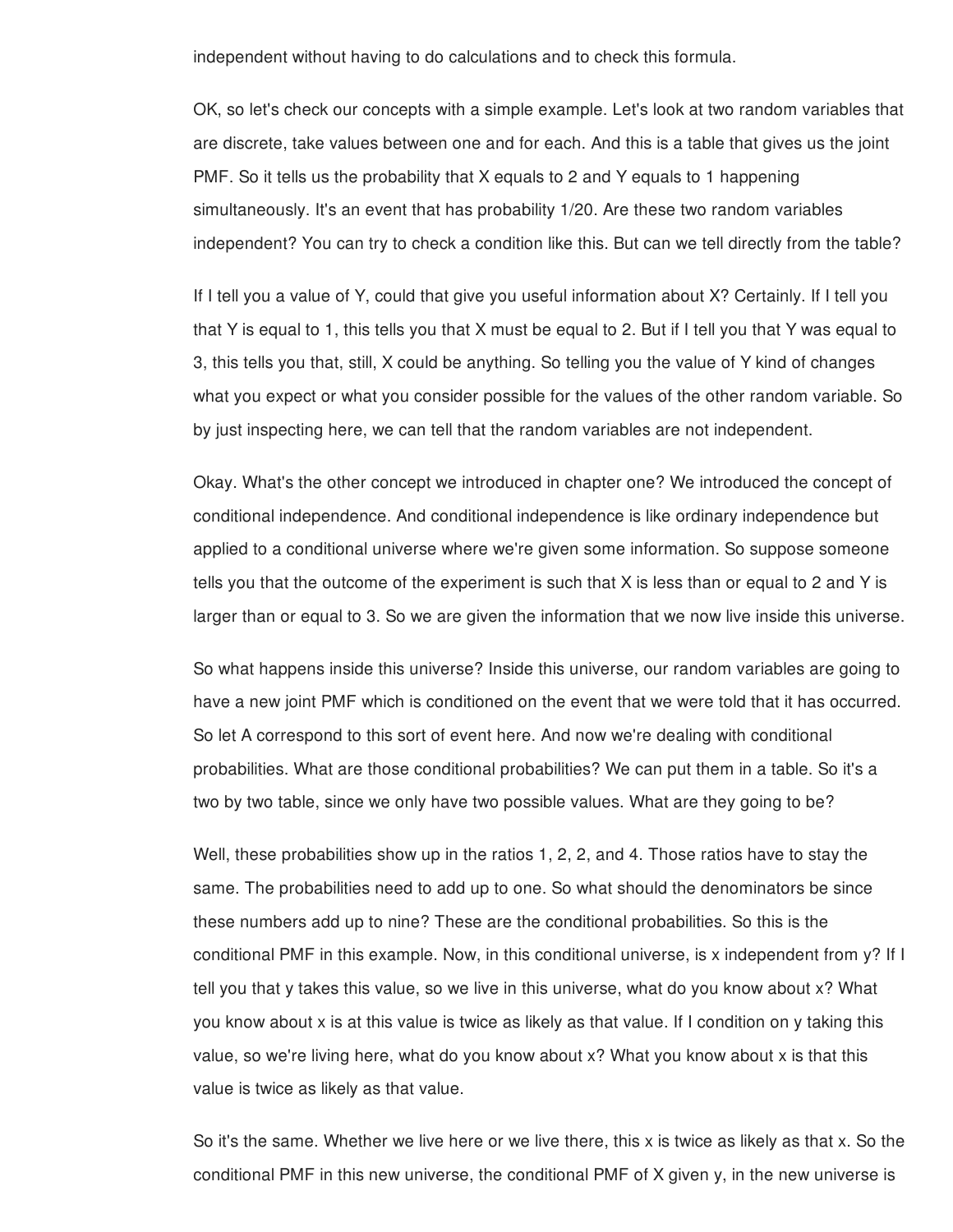independent without having to do calculations and to check this formula.

OK, so let's check our concepts with a simple example. Let's look at two random variables that are discrete, take values between one and for each. And this is a table that gives us the joint PMF. So it tells us the probability that X equals to 2 and Y equals to 1 happening simultaneously. It's an event that has probability 1/20. Are these two random variables independent? You can try to check a condition like this. But can we tell directly from the table?

If I tell you a value of Y, could that give you useful information about X? Certainly. If I tell you that Y is equal to 1, this tells you that X must be equal to 2. But if I tell you that Y was equal to 3, this tells you that, still, X could be anything. So telling you the value of Y kind of changes what you expect or what you consider possible for the values of the other random variable. So by just inspecting here, we can tell that the random variables are not independent.

Okay. What's the other concept we introduced in chapter one? We introduced the concept of conditional independence. And conditional independence is like ordinary independence but applied to a conditional universe where we're given some information. So suppose someone tells you that the outcome of the experiment is such that X is less than or equal to 2 and Y is larger than or equal to 3. So we are given the information that we now live inside this universe.

So what happens inside this universe? Inside this universe, our random variables are going to have a new joint PMF which is conditioned on the event that we were told that it has occurred. So let A correspond to this sort of event here. And now we're dealing with conditional probabilities. What are those conditional probabilities? We can put them in a table. So it's a two by two table, since we only have two possible values. What are they going to be?

Well, these probabilities show up in the ratios 1, 2, 2, and 4. Those ratios have to stay the same. The probabilities need to add up to one. So what should the denominators be since these numbers add up to nine? These are the conditional probabilities. So this is the conditional PMF in this example. Now, in this conditional universe, is x independent from y? If I tell you that y takes this value, so we live in this universe, what do you know about x? What you know about x is at this value is twice as likely as that value. If I condition on y taking this value, so we're living here, what do you know about x? What you know about x is that this value is twice as likely as that value.

So it's the same. Whether we live here or we live there, this x is twice as likely as that x. So the conditional PMF in this new universe, the conditional PMF of X given y, in the new universe is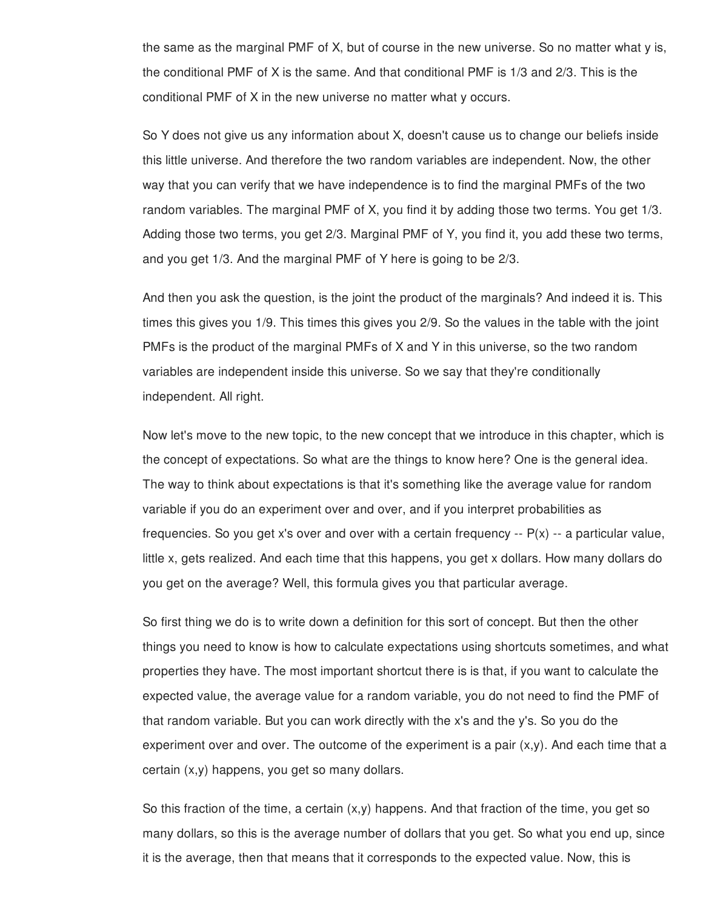the same as the marginal PMF of X, but of course in the new universe. So no matter what y is, the conditional PMF of X is the same. And that conditional PMF is 1/3 and 2/3. This is the conditional PMF of X in the new universe no matter what y occurs.

So Y does not give us any information about X, doesn't cause us to change our beliefs inside this little universe. And therefore the two random variables are independent. Now, the other way that you can verify that we have independence is to find the marginal PMFs of the two random variables. The marginal PMF of X, you find it by adding those two terms. You get 1/3. Adding those two terms, you get 2/3. Marginal PMF of Y, you find it, you add these two terms, and you get 1/3. And the marginal PMF of Y here is going to be 2/3.

And then you ask the question, is the joint the product of the marginals? And indeed it is. This times this gives you 1/9. This times this gives you 2/9. So the values in the table with the joint PMFs is the product of the marginal PMFs of X and Y in this universe, so the two random variables are independent inside this universe. So we say that they're conditionally independent. All right.

Now let's move to the new topic, to the new concept that we introduce in this chapter, which is the concept of expectations. So what are the things to know here? One is the general idea. The way to think about expectations is that it's something like the average value for random variable if you do an experiment over and over, and if you interpret probabilities as frequencies. So you get x's over and over with a certain frequency -- P(x) -- a particular value, little x, gets realized. And each time that this happens, you get x dollars. How many dollars do you get on the average? Well, this formula gives you that particular average.

So first thing we do is to write down a definition for this sort of concept. But then the other things you need to know is how to calculate expectations using shortcuts sometimes, and what properties they have. The most important shortcut there is is that, if you want to calculate the expected value, the average value for a random variable, you do not need to find the PMF of that random variable. But you can work directly with the x's and the y's. So you do the experiment over and over. The outcome of the experiment is a pair (x,y). And each time that a certain (x,y) happens, you get so many dollars.

So this fraction of the time, a certain (x,y) happens. And that fraction of the time, you get so many dollars, so this is the average number of dollars that you get. So what you end up, since it is the average, then that means that it corresponds to the expected value. Now, this is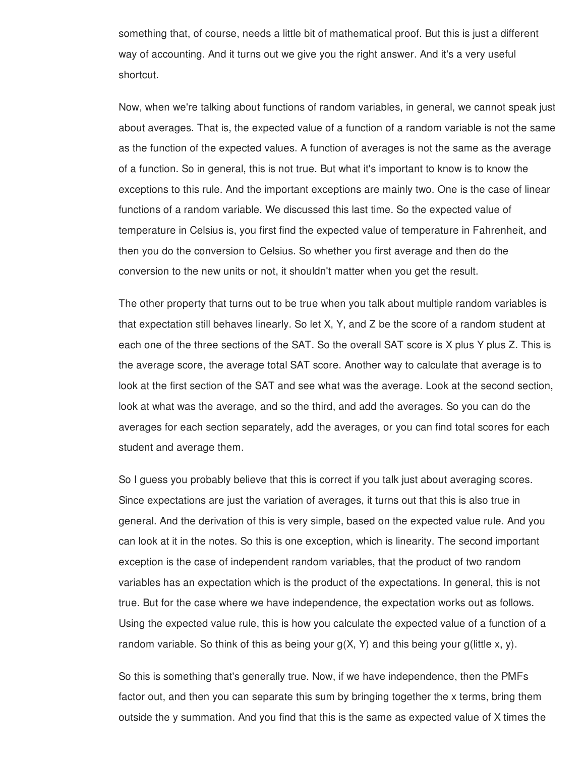something that, of course, needs a little bit of mathematical proof. But this is just a different way of accounting. And it turns out we give you the right answer. And it's a very useful shortcut.

Now, when we're talking about functions of random variables, in general, we cannot speak just about averages. That is, the expected value of a function of a random variable is not the same as the function of the expected values. A function of averages is not the same as the average of a function. So in general, this is not true. But what it's important to know is to know the exceptions to this rule. And the important exceptions are mainly two. One is the case of linear functions of a random variable. We discussed this last time. So the expected value of temperature in Celsius is, you first find the expected value of temperature in Fahrenheit, and then you do the conversion to Celsius. So whether you first average and then do the conversion to the new units or not, it shouldn't matter when you get the result.

The other property that turns out to be true when you talk about multiple random variables is that expectation still behaves linearly. So let X, Y, and Z be the score of a random student at each one of the three sections of the SAT. So the overall SAT score is X plus Y plus Z. This is the average score, the average total SAT score. Another way to calculate that average is to look at the first section of the SAT and see what was the average. Look at the second section, look at what was the average, and so the third, and add the averages. So you can do the averages for each section separately, add the averages, or you can find total scores for each student and average them.

So I guess you probably believe that this is correct if you talk just about averaging scores. Since expectations are just the variation of averages, it turns out that this is also true in general. And the derivation of this is very simple, based on the expected value rule. And you can look at it in the notes. So this is one exception, which is linearity. The second important exception is the case of independent random variables, that the product of two random variables has an expectation which is the product of the expectations. In general, this is not true. But for the case where we have independence, the expectation works out as follows. Using the expected value rule, this is how you calculate the expected value of a function of a random variable. So think of this as being your g(X, Y) and this being your g(little x, y).

So this is something that's generally true. Now, if we have independence, then the PMFs factor out, and then you can separate this sum by bringing together the x terms, bring them outside the y summation. And you find that this is the same as expected value of X times the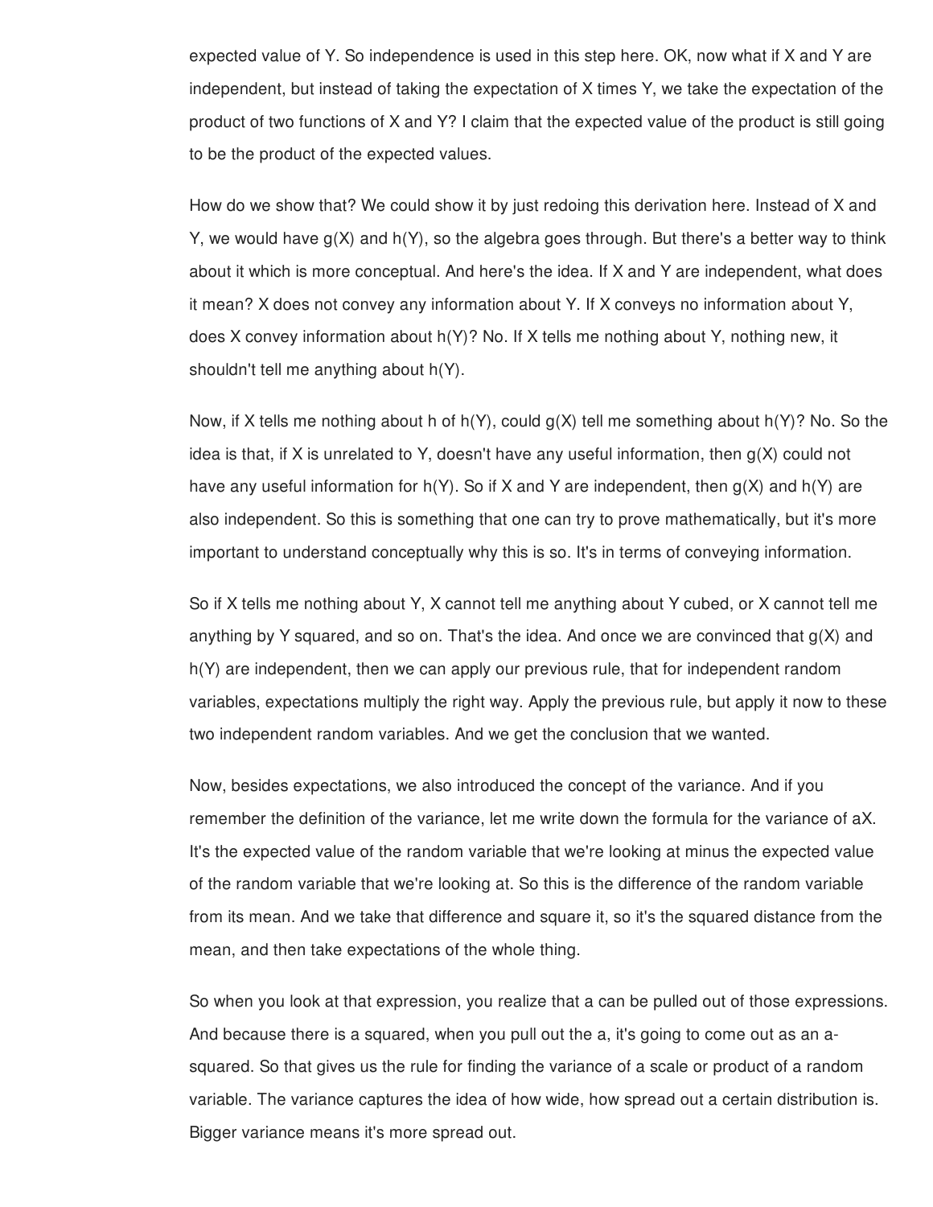expected value of Y. So independence is used in this step here. OK, now what if X and Y are independent, but instead of taking the expectation of X times Y, we take the expectation of the product of two functions of X and Y? I claim that the expected value of the product is still going to be the product of the expected values.

How do we show that? We could show it by just redoing this derivation here. Instead of X and Y, we would have $g(X)$ and $h(Y)$, so the algebra goes through. But there's a better way to think about it which is more conceptual. And here's the idea. If X and Y are independent, what does it mean? X does not convey any information about Y. If X conveys no information about Y, does X convey information about $h(Y)$? No. If X tells me nothing about Y, nothing new, it shouldn't tell me anything about $h(Y)$.

Now, if X tells me nothing about h of $h(Y)$, could $g(X)$ tell me something about $h(Y)$? No. So the idea is that, if X is unrelated to Y, doesn't have any useful information, then $g(X)$ could not have any useful information for $h(Y)$. So if X and Y are independent, then $g(X)$ and $h(Y)$ are also independent. So this is something that one can try to prove mathematically, but it's more important to understand conceptually why this is so. It's in terms of conveying information.

So if X tells me nothing about Y, X cannot tell me anything about Y cubed, or X cannot tell me anything by Y squared, and so on. That's the idea. And once we are convinced that $g(X)$ and $h(Y)$ are independent, then we can apply our previous rule, that for independent random variables, expectations multiply the right way. Apply the previous rule, but apply it now to these two independent random variables. And we get the conclusion that we wanted.

Now, besides expectations, we also introduced the concept of the variance. And if you remember the definition of the variance, let me write down the formula for the variance of aX. It's the expected value of the random variable that we're looking at minus the expected value of the random variable that we're looking at. So this is the difference of the random variable from its mean. And we take that difference and square it, so it's the squared distance from the mean, and then take expectations of the whole thing.

So when you look at that expression, you realize that a can be pulled out of those expressions. And because there is a squared, when you pull out the a, it's going to come out as an a-squared. So that gives us the rule for finding the variance of a scale or product of a random variable. The variance captures the idea of how wide, how spread out a certain distribution is. Bigger variance means it's more spread out.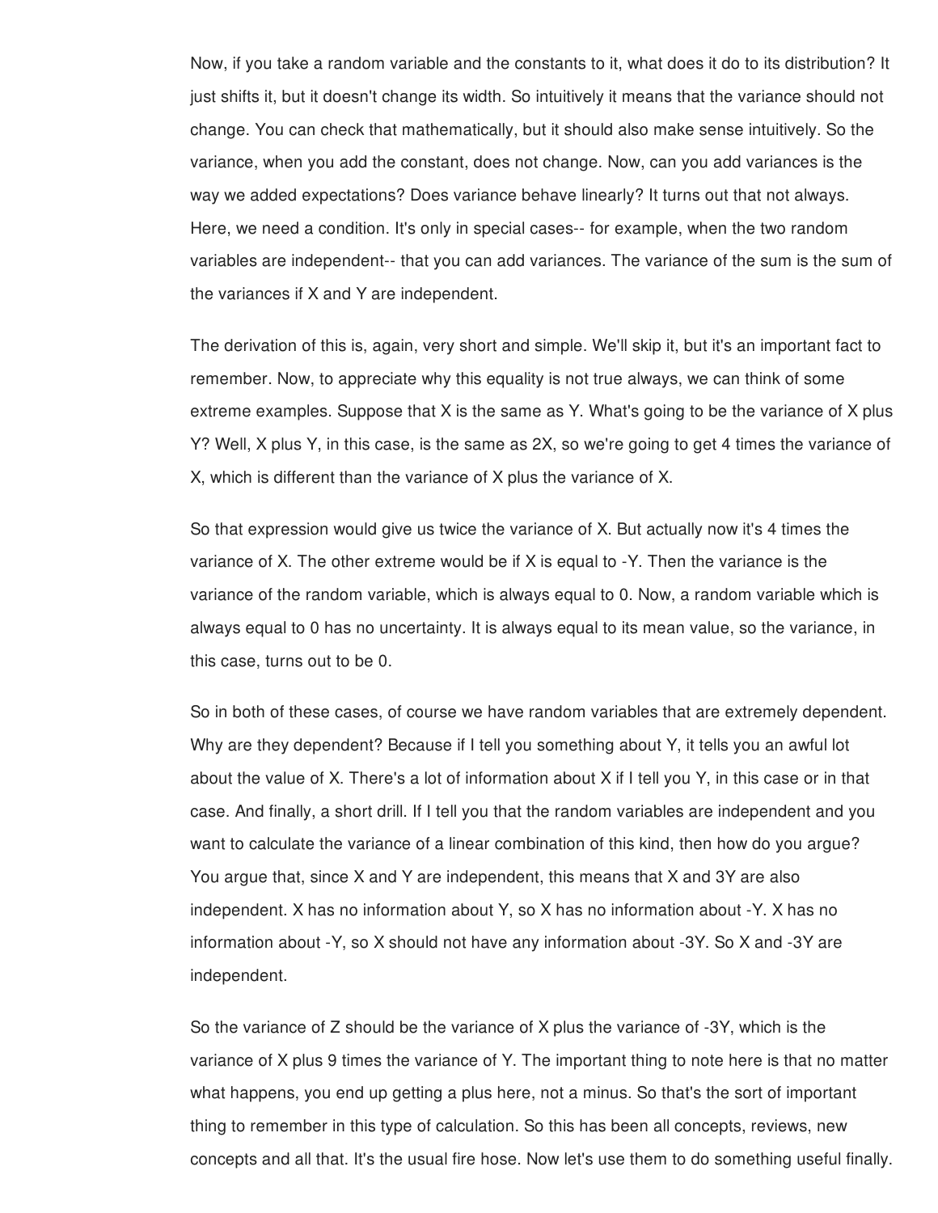Now, if you take a random variable and the constants to it, what does it do to its distribution? It just shifts it, but it doesn't change its width. So intuitively it means that the variance should not change. You can check that mathematically, but it should also make sense intuitively. So the variance, when you add the constant, does not change. Now, can you add variances is the way we added expectations? Does variance behave linearly? It turns out that not always. Here, we need a condition. It's only in special cases-- for example, when the two random variables are independent-- that you can add variances. The variance of the sum is the sum of the variances if X and Y are independent.

The derivation of this is, again, very short and simple. We'll skip it, but it's an important fact to remember. Now, to appreciate why this equality is not true always, we can think of some extreme examples. Suppose that X is the same as Y. What's going to be the variance of X plus Y? Well, X plus Y, in this case, is the same as 2X, so we're going to get 4 times the variance of X, which is different than the variance of X plus the variance of X.

So that expression would give us twice the variance of X. But actually now it's 4 times the variance of X. The other extreme would be if X is equal to -Y. Then the variance is the variance of the random variable, which is always equal to 0. Now, a random variable which is always equal to 0 has no uncertainty. It is always equal to its mean value, so the variance, in this case, turns out to be 0.

So in both of these cases, of course we have random variables that are extremely dependent. Why are they dependent? Because if I tell you something about Y, it tells you an awful lot about the value of X. There's a lot of information about X if I tell you Y, in this case or in that case. And finally, a short drill. If I tell you that the random variables are independent and you want to calculate the variance of a linear combination of this kind, then how do you argue? You argue that, since X and Y are independent, this means that X and 3Y are also independent. X has no information about Y, so X has no information about -Y. X has no information about -Y, so X should not have any information about -3Y. So X and -3Y are independent.

So the variance of Z should be the variance of X plus the variance of -3Y, which is the variance of X plus 9 times the variance of Y. The important thing to note here is that no matter what happens, you end up getting a plus here, not a minus. So that's the sort of important thing to remember in this type of calculation. So this has been all concepts, reviews, new concepts and all that. It's the usual fire hose. Now let's use them to do something useful finally.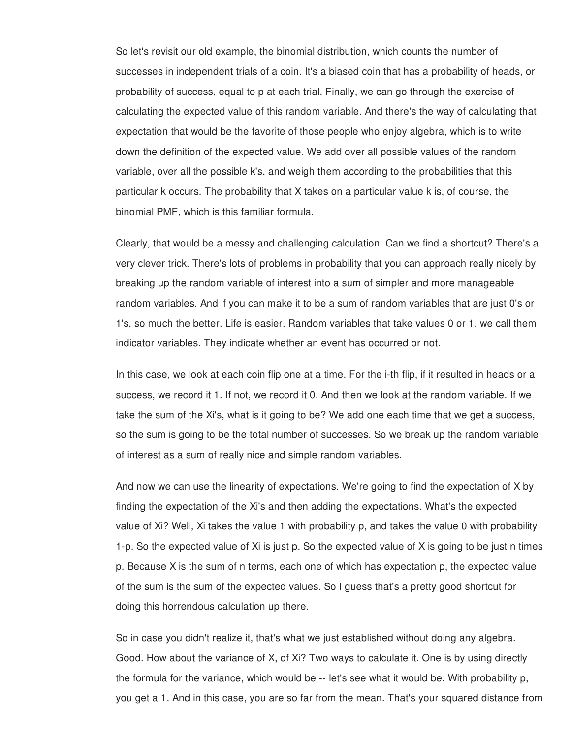So let's revisit our old example, the binomial distribution, which counts the number of successes in independent trials of a coin. It's a biased coin that has a probability of heads, or probability of success, equal to p at each trial. Finally, we can go through the exercise of calculating the expected value of this random variable. And there's the way of calculating that expectation that would be the favorite of those people who enjoy algebra, which is to write down the definition of the expected value. We add over all possible values of the random variable, over all the possible k's, and weigh them according to the probabilities that this particular k occurs. The probability that X takes on a particular value k is, of course, the binomial PMF, which is this familiar formula.

Clearly, that would be a messy and challenging calculation. Can we find a shortcut? There's a very clever trick. There's lots of problems in probability that you can approach really nicely by breaking up the random variable of interest into a sum of simpler and more manageable random variables. And if you can make it to be a sum of random variables that are just 0's or 1's, so much the better. Life is easier. Random variables that take values 0 or 1, we call them indicator variables. They indicate whether an event has occurred or not.

In this case, we look at each coin flip one at a time. For the i-th flip, if it resulted in heads or a success, we record it 1. If not, we record it 0. And then we look at the random variable. If we take the sum of the Xi's, what is it going to be? We add one each time that we get a success, so the sum is going to be the total number of successes. So we break up the random variable of interest as a sum of really nice and simple random variables.

And now we can use the linearity of expectations. We're going to find the expectation of X by finding the expectation of the Xi's and then adding the expectations. What's the expected value of Xi? Well, Xi takes the value 1 with probability p, and takes the value 0 with probability 1-p. So the expected value of Xi is just p. So the expected value of X is going to be just n times p. Because X is the sum of n terms, each one of which has expectation p, the expected value of the sum is the sum of the expected values. So I guess that's a pretty good shortcut for doing this horrendous calculation up there.

So in case you didn't realize it, that's what we just established without doing any algebra. Good. How about the variance of X, of Xi? Two ways to calculate it. One is by using directly the formula for the variance, which would be -- let's see what it would be. With probability p, you get a 1. And in this case, you are so far from the mean. That's your squared distance from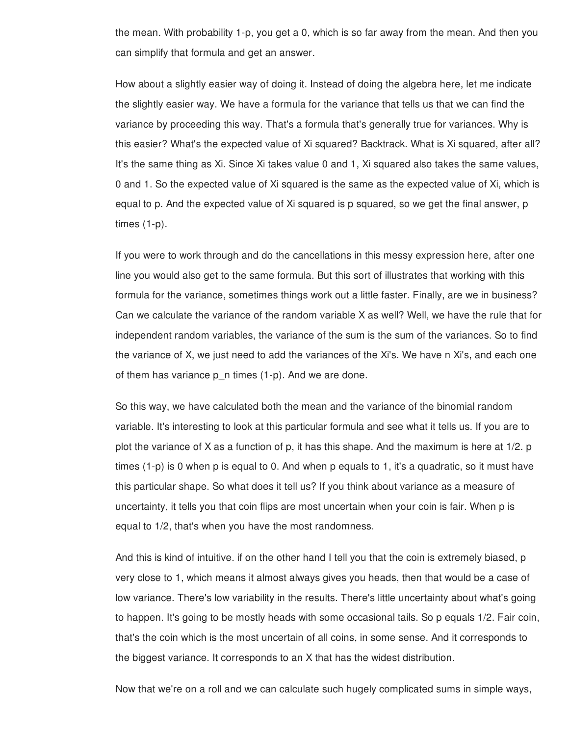the mean. With probability 1-p, you get a 0, which is so far away from the mean. And then you can simplify that formula and get an answer.

How about a slightly easier way of doing it. Instead of doing the algebra here, let me indicate the slightly easier way. We have a formula for the variance that tells us that we can find the variance by proceeding this way. That's a formula that's generally true for variances. Why is this easier? What's the expected value of Xi squared? Backtrack. What is Xi squared, after all? It's the same thing as Xi. Since Xi takes value 0 and 1, Xi squared also takes the same values, 0 and 1. So the expected value of Xi squared is the same as the expected value of Xi, which is equal to p. And the expected value of Xi squared is p squared, so we get the final answer, p times (1-p).

If you were to work through and do the cancellations in this messy expression here, after one line you would also get to the same formula. But this sort of illustrates that working with this formula for the variance, sometimes things work out a little faster. Finally, are we in business? Can we calculate the variance of the random variable X as well? Well, we have the rule that for independent random variables, the variance of the sum is the sum of the variances. So to find the variance of X, we just need to add the variances of the Xi's. We have n Xi's, and each one of them has variance p_n times (1-p). And we are done.

So this way, we have calculated both the mean and the variance of the binomial random variable. It's interesting to look at this particular formula and see what it tells us. If you are to plot the variance of X as a function of p, it has this shape. And the maximum is here at 1/2. p times (1-p) is 0 when p is equal to 0. And when p equals to 1, it's a quadratic, so it must have this particular shape. So what does it tell us? If you think about variance as a measure of uncertainty, it tells you that coin flips are most uncertain when your coin is fair. When p is equal to 1/2, that's when you have the most randomness.

And this is kind of intuitive. if on the other hand I tell you that the coin is extremely biased, p very close to 1, which means it almost always gives you heads, then that would be a case of low variance. There's low variability in the results. There's little uncertainty about what's going to happen. It's going to be mostly heads with some occasional tails. So p equals 1/2. Fair coin, that's the coin which is the most uncertain of all coins, in some sense. And it corresponds to the biggest variance. It corresponds to an X that has the widest distribution.

Now that we're on a roll and we can calculate such hugely complicated sums in simple ways,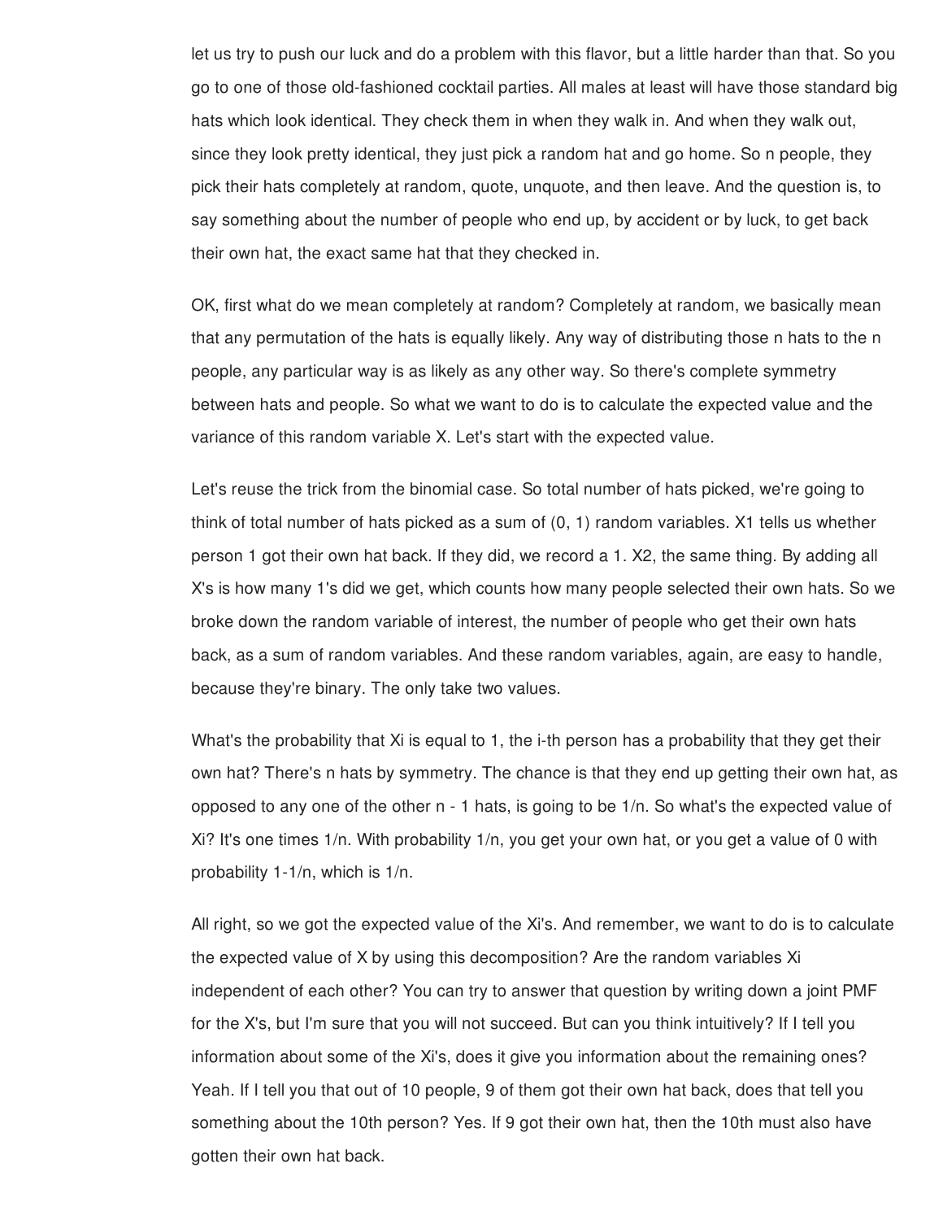let us try to push our luck and do a problem with this flavor, but a little harder than that. So you go to one of those old-fashioned cocktail parties. All males at least will have those standard big hats which look identical. They check them in when they walk in. And when they walk out, since they look pretty identical, they just pick a random hat and go home. So n people, they pick their hats completely at random, quote, unquote, and then leave. And the question is, to say something about the number of people who end up, by accident or by luck, to get back their own hat, the exact same hat that they checked in.

OK, first what do we mean completely at random? Completely at random, we basically mean that any permutation of the hats is equally likely. Any way of distributing those n hats to the n people, any particular way is as likely as any other way. So there's complete symmetry between hats and people. So what we want to do is to calculate the expected value and the variance of this random variable X. Let's start with the expected value.

Let's reuse the trick from the binomial case. So total number of hats picked, we're going to think of total number of hats picked as a sum of (0, 1) random variables. X1 tells us whether person 1 got their own hat back. If they did, we record a 1. X2, the same thing. By adding all X's is how many 1's did we get, which counts how many people selected their own hats. So we broke down the random variable of interest, the number of people who get their own hats back, as a sum of random variables. And these random variables, again, are easy to handle, because they're binary. The only take two values.

What's the probability that Xi is equal to 1, the i-th person has a probability that they get their own hat? There's n hats by symmetry. The chance is that they end up getting their own hat, as opposed to any one of the other n - 1 hats, is going to be 1/n. So what's the expected value of Xi? It's one times 1/n. With probability 1/n, you get your own hat, or you get a value of 0 with probability 1-1/n, which is 1/n.

All right, so we got the expected value of the Xi's. And remember, we want to do is to calculate the expected value of X by using this decomposition? Are the random variables Xi independent of each other? You can try to answer that question by writing down a joint PMF for the X's, but I'm sure that you will not succeed. But can you think intuitively? If I tell you information about some of the Xi's, does it give you information about the remaining ones? Yeah. If I tell you that out of 10 people, 9 of them got their own hat back, does that tell you something about the 10th person? Yes. If 9 got their own hat, then the 10th must also have gotten their own hat back.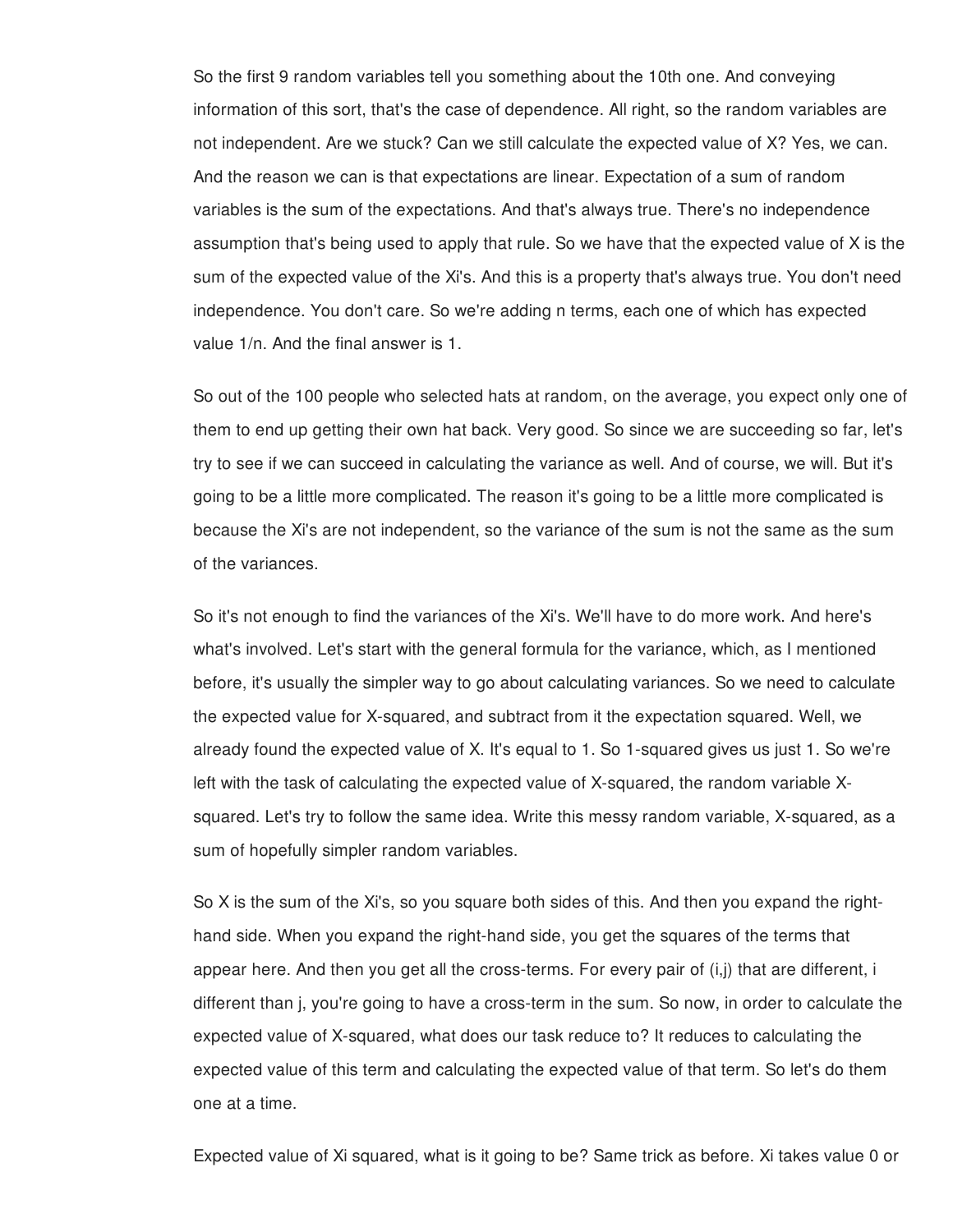So the first 9 random variables tell you something about the 10th one. And conveying information of this sort, that's the case of dependence. All right, so the random variables are not independent. Are we stuck? Can we still calculate the expected value of X? Yes, we can. And the reason we can is that expectations are linear. Expectation of a sum of random variables is the sum of the expectations. And that's always true. There's no independence assumption that's being used to apply that rule. So we have that the expected value of X is the sum of the expected value of the Xi's. And this is a property that's always true. You don't need independence. You don't care. So we're adding n terms, each one of which has expected value 1/n. And the final answer is 1.

So out of the 100 people who selected hats at random, on the average, you expect only one of them to end up getting their own hat back. Very good. So since we are succeeding so far, let's try to see if we can succeed in calculating the variance as well. And of course, we will. But it's going to be a little more complicated. The reason it's going to be a little more complicated is because the Xi's are not independent, so the variance of the sum is not the same as the sum of the variances.

So it's not enough to find the variances of the Xi's. We'll have to do more work. And here's what's involved. Let's start with the general formula for the variance, which, as I mentioned before, it's usually the simpler way to go about calculating variances. So we need to calculate the expected value for X-squared, and subtract from it the expectation squared. Well, we already found the expected value of X. It's equal to 1. So 1-squared gives us just 1. So we're left with the task of calculating the expected value of X-squared, the random variable X-squared. Let's try to follow the same idea. Write this messy random variable, X-squared, as a sum of hopefully simpler random variables.

So X is the sum of the Xi's, so you square both sides of this. And then you expand the right-hand side. When you expand the right-hand side, you get the squares of the terms that appear here. And then you get all the cross-terms. For every pair of (i,j) that are different, i different than j, you're going to have a cross-term in the sum. So now, in order to calculate the expected value of X-squared, what does our task reduce to? It reduces to calculating the expected value of this term and calculating the expected value of that term. So let's do them one at a time.

Expected value of Xi squared, what is it going to be? Same trick as before. Xi takes value 0 or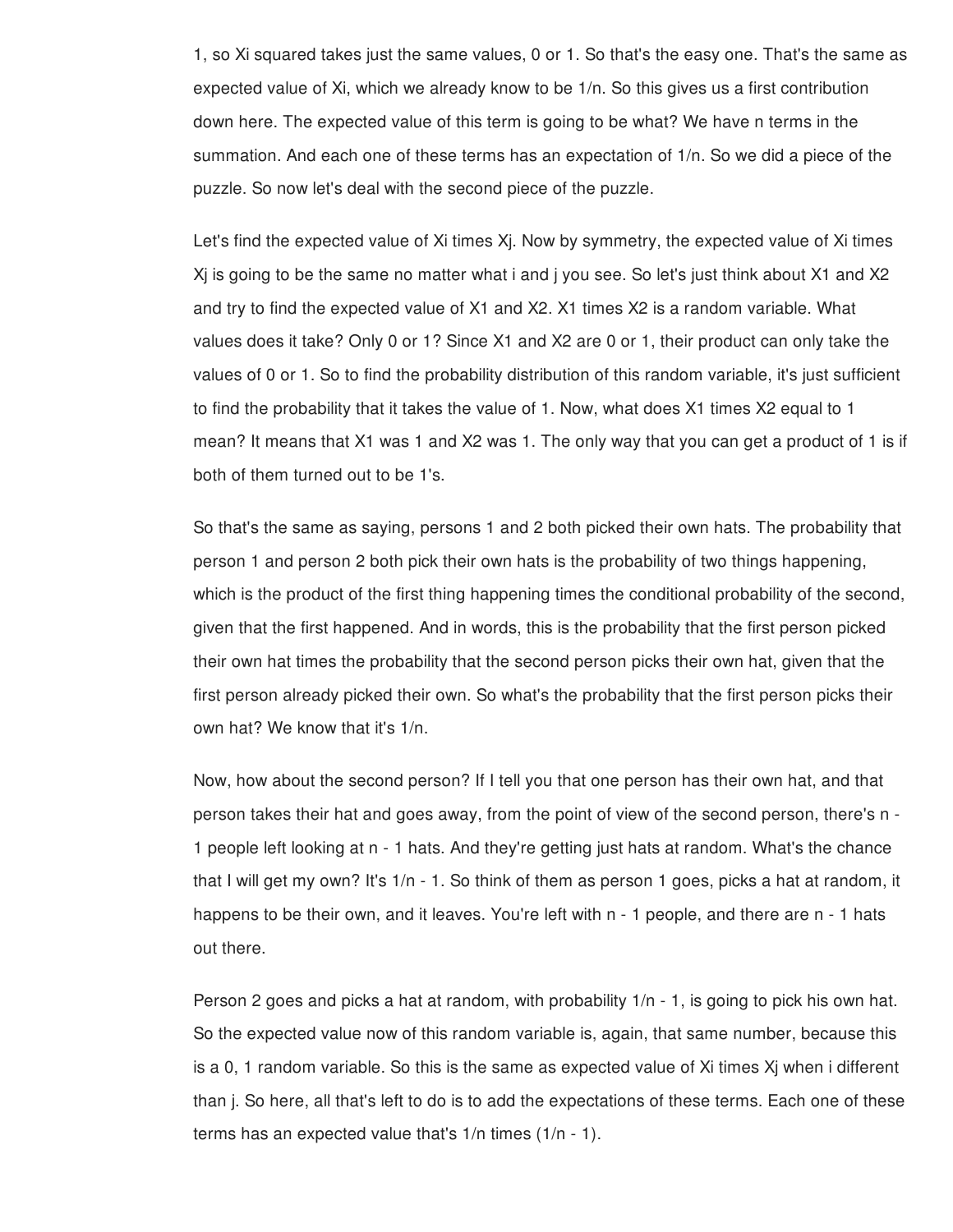1, so $X_i$ squared takes just the same values, 0 or 1. So that's the easy one. That's the same as expected value of $X_i$, which we already know to be $1/n$. So this gives us a first contribution down here. The expected value of this term is going to be what? We have n terms in the summation. And each one of these terms has an expectation of $1/n$. So we did a piece of the puzzle. So now let's deal with the second piece of the puzzle.

Let's find the expected value of $X_i$ times $X_j$. Now by symmetry, the expected value of $X_i$ times $X_j$ is going to be the same no matter what i and j you see. So let's just think about $X_1$ and $X_2$ and try to find the expected value of $X_1$ and $X_2$. $X_1$ times $X_2$ is a random variable. What values does it take? Only 0 or 1? Since $X_1$ and $X_2$ are 0 or 1, their product can only take the values of 0 or 1. So to find the probability distribution of this random variable, it's just sufficient to find the probability that it takes the value of 1. Now, what does $X_1$ times $X_2$ equal to 1 mean? It means that $X_1$ was 1 and $X_2$ was 1. The only way that you can get a product of 1 is if both of them turned out to be 1's.

So that's the same as saying, persons 1 and 2 both picked their own hats. The probability that person 1 and person 2 both pick their own hats is the probability of two things happening, which is the product of the first thing happening times the conditional probability of the second, given that the first happened. And in words, this is the probability that the first person picked their own hat times the probability that the second person picks their own hat, given that the first person already picked their own. So what's the probability that the first person picks their own hat? We know that it's $1/n$.

Now, how about the second person? If I tell you that one person has their own hat, and that person takes their hat and goes away, from the point of view of the second person, there's $n - 1$ people left looking at $n - 1$ hats. And they're getting just hats at random. What's the chance that I will get my own? It's $1/n - 1$. So think of them as person 1 goes, picks a hat at random, it happens to be their own, and it leaves. You're left with $n - 1$ people, and there are $n - 1$ hats out there.

Person 2 goes and picks a hat at random, with probability $1/n - 1$, is going to pick his own hat. So the expected value now of this random variable is, again, that same number, because this is a 0, 1 random variable. So this is the same as expected value of $X_i$ times $X_j$ when i different than j. So here, all that's left to do is to add the expectations of these terms. Each one of these terms has an expected value that's $1/n$ times $(1/n - 1)$.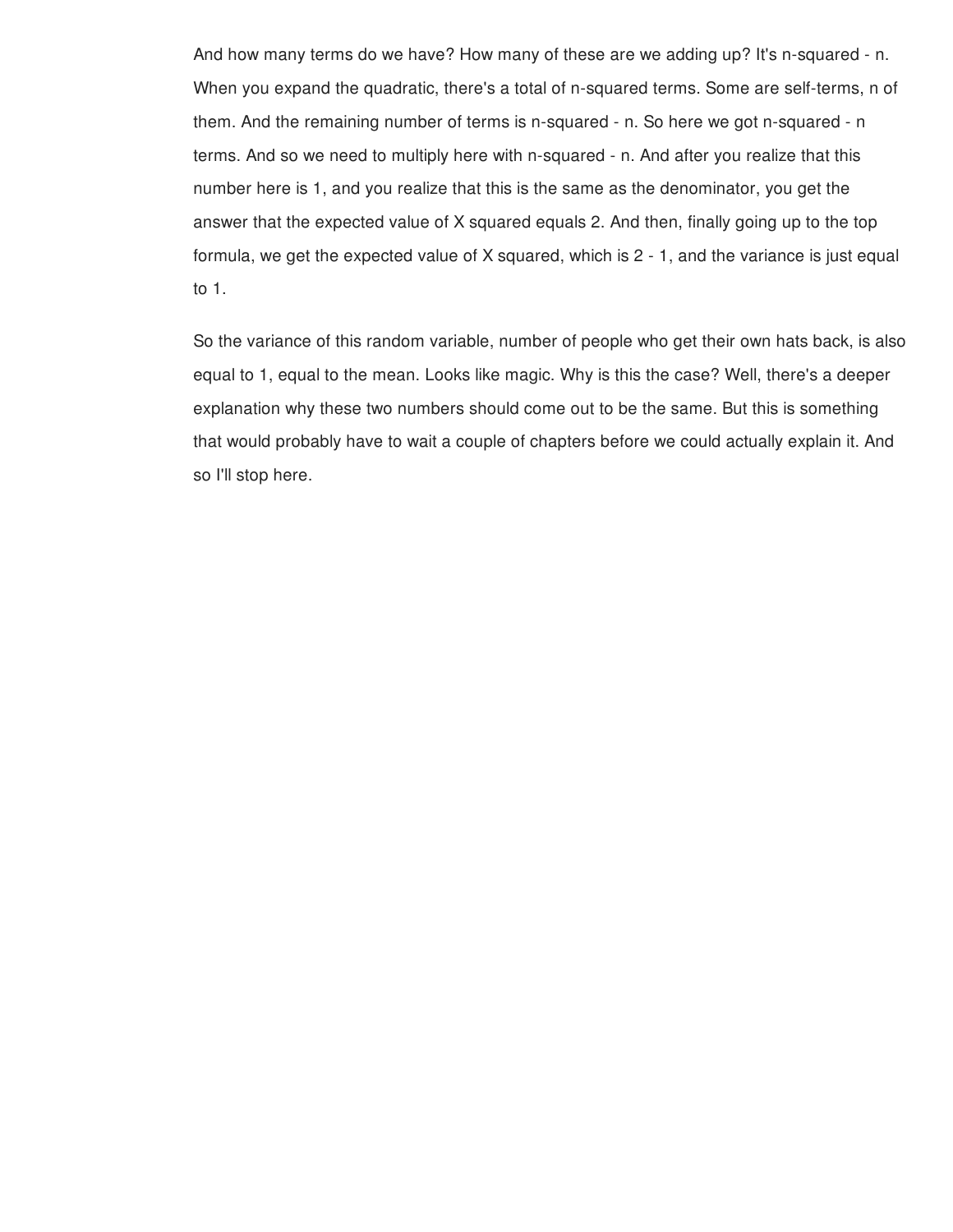And how many terms do we have? How many of these are we adding up? It's n-squared - n. When you expand the quadratic, there's a total of n-squared terms. Some are self-terms, n of them. And the remaining number of terms is n-squared - n. So here we got n-squared - n terms. And so we need to multiply here with n-squared - n. And after you realize that this number here is 1, and you realize that this is the same as the denominator, you get the answer that the expected value of X squared equals 2. And then, finally going up to the top formula, we get the expected value of X squared, which is 2 - 1, and the variance is just equal to 1.

So the variance of this random variable, number of people who get their own hats back, is also equal to 1, equal to the mean. Looks like magic. Why is this the case? Well, there's a deeper explanation why these two numbers should come out to be the same. But this is something that would probably have to wait a couple of chapters before we could actually explain it. And so I'll stop here.